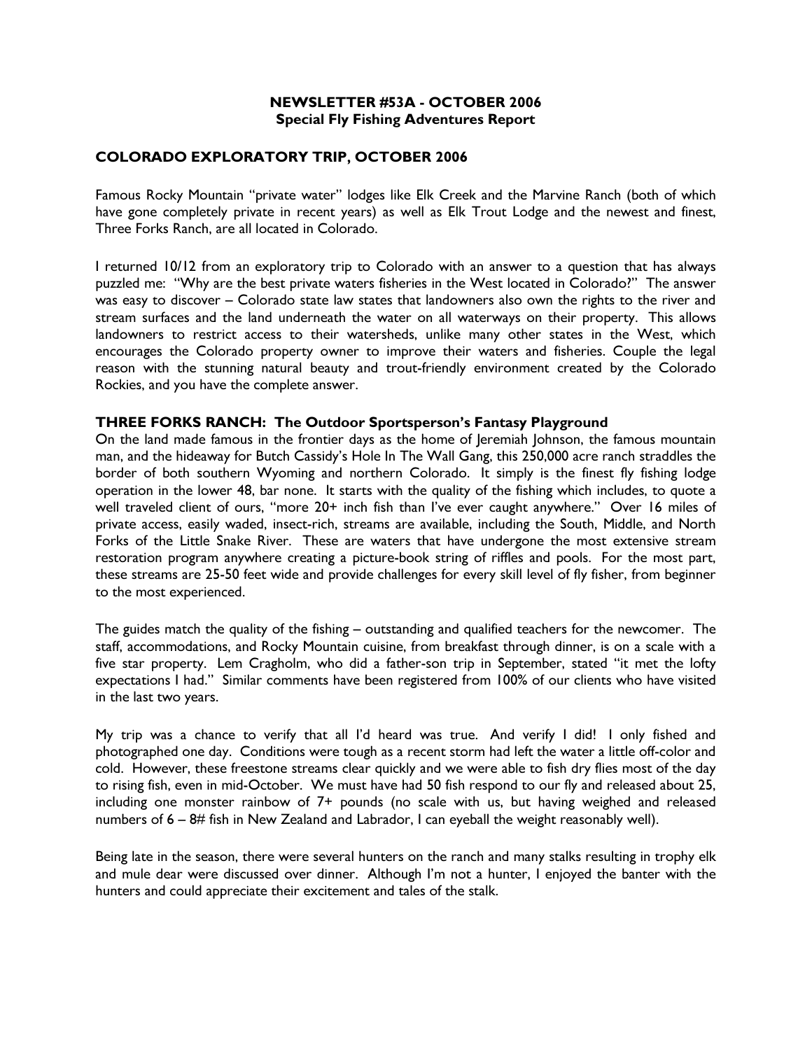**NEWSLETTER #53A - OCTOBER 2006**
**Special Fly Fishing Adventures Report**

## COLORADO EXPLORATORY TRIP, OCTOBER 2006

Famous Rocky Mountain "private water" lodges like Elk Creek and the Marvine Ranch (both of which have gone completely private in recent years) as well as Elk Trout Lodge and the newest and finest, Three Forks Ranch, are all located in Colorado.

I returned 10/12 from an exploratory trip to Colorado with an answer to a question that has always puzzled me: "Why are the best private waters fisheries in the West located in Colorado?" The answer was easy to discover – Colorado state law states that landowners also own the rights to the river and stream surfaces and the land underneath the water on all waterways on their property. This allows landowners to restrict access to their watersheds, unlike many other states in the West, which encourages the Colorado property owner to improve their waters and fisheries. Couple the legal reason with the stunning natural beauty and trout-friendly environment created by the Colorado Rockies, and you have the complete answer.

### THREE FORKS RANCH: The Outdoor Sportsperson's Fantasy Playground

On the land made famous in the frontier days as the home of Jeremiah Johnson, the famous mountain man, and the hideaway for Butch Cassidy's Hole In The Wall Gang, this 250,000 acre ranch straddles the border of both southern Wyoming and northern Colorado. It simply is the finest fly fishing lodge operation in the lower 48, bar none. It starts with the quality of the fishing which includes, to quote a well traveled client of ours, "more 20+ inch fish than I've ever caught anywhere." Over 16 miles of private access, easily waded, insect-rich, streams are available, including the South, Middle, and North Forks of the Little Snake River. These are waters that have undergone the most extensive stream restoration program anywhere creating a picture-book string of riffles and pools. For the most part, these streams are 25-50 feet wide and provide challenges for every skill level of fly fisher, from beginner to the most experienced.

The guides match the quality of the fishing – outstanding and qualified teachers for the newcomer. The staff, accommodations, and Rocky Mountain cuisine, from breakfast through dinner, is on a scale with a five star property. Lem Cragholm, who did a father-son trip in September, stated "it met the lofty expectations I had." Similar comments have been registered from 100% of our clients who have visited in the last two years.

My trip was a chance to verify that all I'd heard was true. And verify I did! I only fished and photographed one day. Conditions were tough as a recent storm had left the water a little off-color and cold. However, these freestone streams clear quickly and we were able to fish dry flies most of the day to rising fish, even in mid-October. We must have had 50 fish respond to our fly and released about 25, including one monster rainbow of 7+ pounds (no scale with us, but having weighed and released numbers of 6 – 8# fish in New Zealand and Labrador, I can eyeball the weight reasonably well).

Being late in the season, there were several hunters on the ranch and many stalks resulting in trophy elk and mule dear were discussed over dinner. Although I'm not a hunter, I enjoyed the banter with the hunters and could appreciate their excitement and tales of the stalk.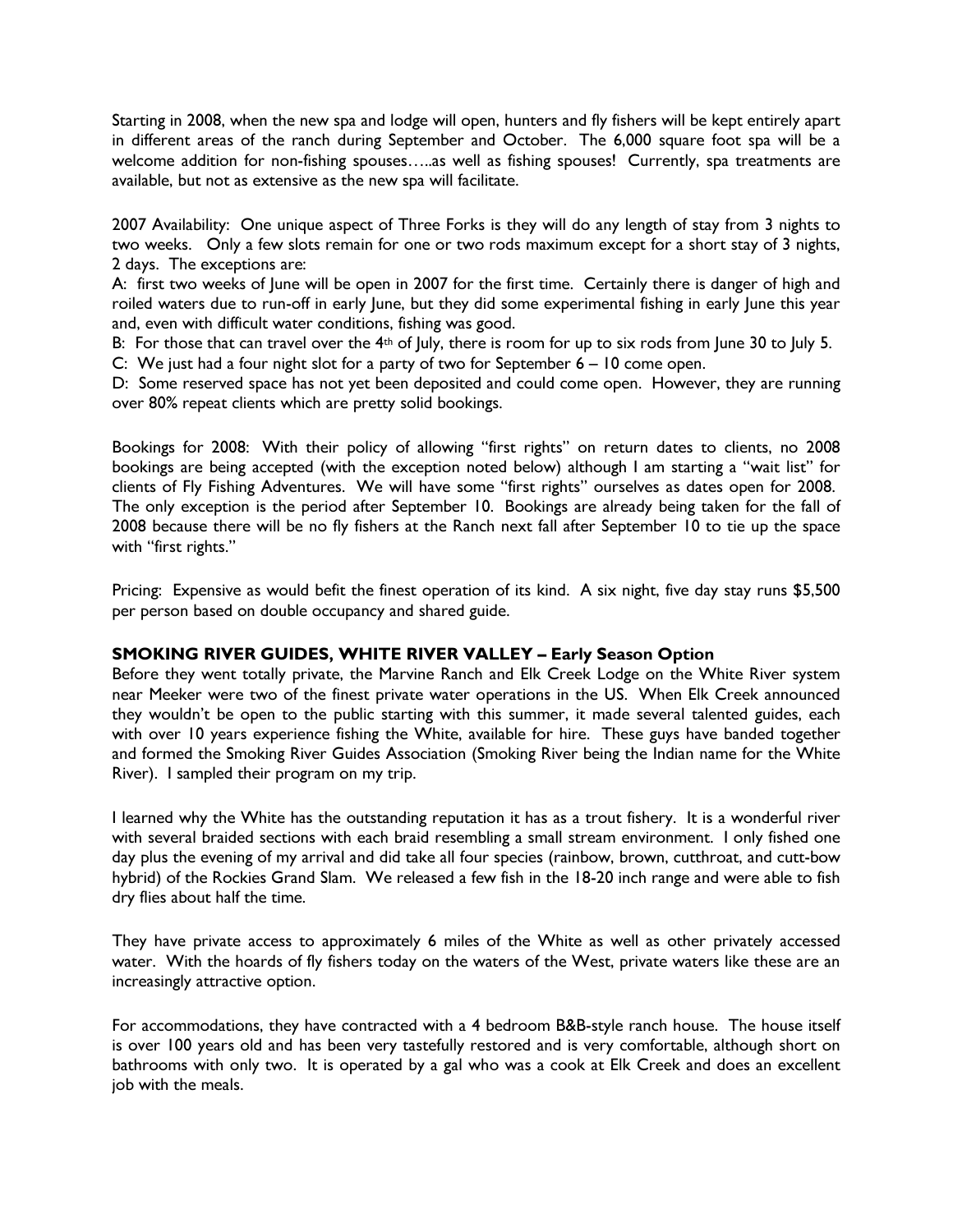Starting in 2008, when the new spa and lodge will open, hunters and fly fishers will be kept entirely apart in different areas of the ranch during September and October. The 6,000 square foot spa will be a welcome addition for non-fishing spouses…..as well as fishing spouses! Currently, spa treatments are available, but not as extensive as the new spa will facilitate.

2007 Availability: One unique aspect of Three Forks is they will do any length of stay from 3 nights to two weeks. Only a few slots remain for one or two rods maximum except for a short stay of 3 nights, 2 days. The exceptions are:

A: first two weeks of June will be open in 2007 for the first time. Certainly there is danger of high and roiled waters due to run-off in early June, but they did some experimental fishing in early June this year and, even with difficult water conditions, fishing was good.

B: For those that can travel over the 4th of July, there is room for up to six rods from June 30 to July 5.

C: We just had a four night slot for a party of two for September 6 – 10 come open.

D: Some reserved space has not yet been deposited and could come open. However, they are running over 80% repeat clients which are pretty solid bookings.

Bookings for 2008: With their policy of allowing "first rights" on return dates to clients, no 2008 bookings are being accepted (with the exception noted below) although I am starting a "wait list" for clients of Fly Fishing Adventures. We will have some "first rights" ourselves as dates open for 2008. The only exception is the period after September 10. Bookings are already being taken for the fall of 2008 because there will be no fly fishers at the Ranch next fall after September 10 to tie up the space with "first rights."

Pricing: Expensive as would befit the finest operation of its kind. A six night, five day stay runs $5,500 per person based on double occupancy and shared guide.

### SMOKING RIVER GUIDES, WHITE RIVER VALLEY – Early Season Option

Before they went totally private, the Marvine Ranch and Elk Creek Lodge on the White River system near Meeker were two of the finest private water operations in the US. When Elk Creek announced they wouldn't be open to the public starting with this summer, it made several talented guides, each with over 10 years experience fishing the White, available for hire. These guys have banded together and formed the Smoking River Guides Association (Smoking River being the Indian name for the White River). I sampled their program on my trip.

I learned why the White has the outstanding reputation it has as a trout fishery. It is a wonderful river with several braided sections with each braid resembling a small stream environment. I only fished one day plus the evening of my arrival and did take all four species (rainbow, brown, cutthroat, and cutt-bow hybrid) of the Rockies Grand Slam. We released a few fish in the 18-20 inch range and were able to fish dry flies about half the time.

They have private access to approximately 6 miles of the White as well as other privately accessed water. With the hoards of fly fishers today on the waters of the West, private waters like these are an increasingly attractive option.

For accommodations, they have contracted with a 4 bedroom B&B-style ranch house. The house itself is over 100 years old and has been very tastefully restored and is very comfortable, although short on bathrooms with only two. It is operated by a gal who was a cook at Elk Creek and does an excellent job with the meals.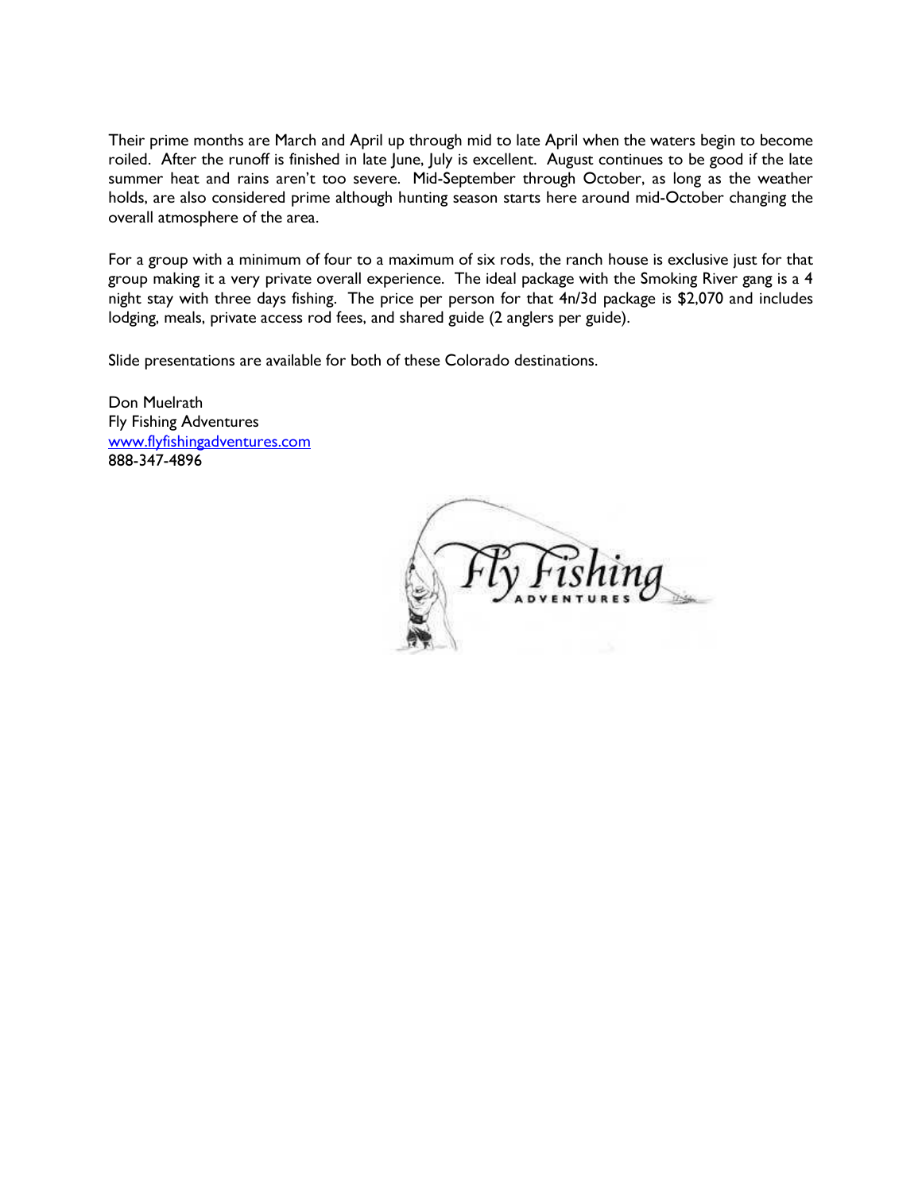Their prime months are March and April up through mid to late April when the waters begin to become roiled. After the runoff is finished in late June, July is excellent. August continues to be good if the late summer heat and rains aren't too severe. Mid-September through October, as long as the weather holds, are also considered prime although hunting season starts here around mid-October changing the overall atmosphere of the area.

For a group with a minimum of four to a maximum of six rods, the ranch house is exclusive just for that group making it a very private overall experience. The ideal package with the Smoking River gang is a 4 night stay with three days fishing. The price per person for that 4n/3d package is $2,070 and includes lodging, meals, private access rod fees, and shared guide (2 anglers per guide).

Slide presentations are available for both of these Colorado destinations.

Don Muelrath
Fly Fishing Adventures
www.flyfishingadventures.com
888-347-4896

Fly Fishing
ADVENTURES